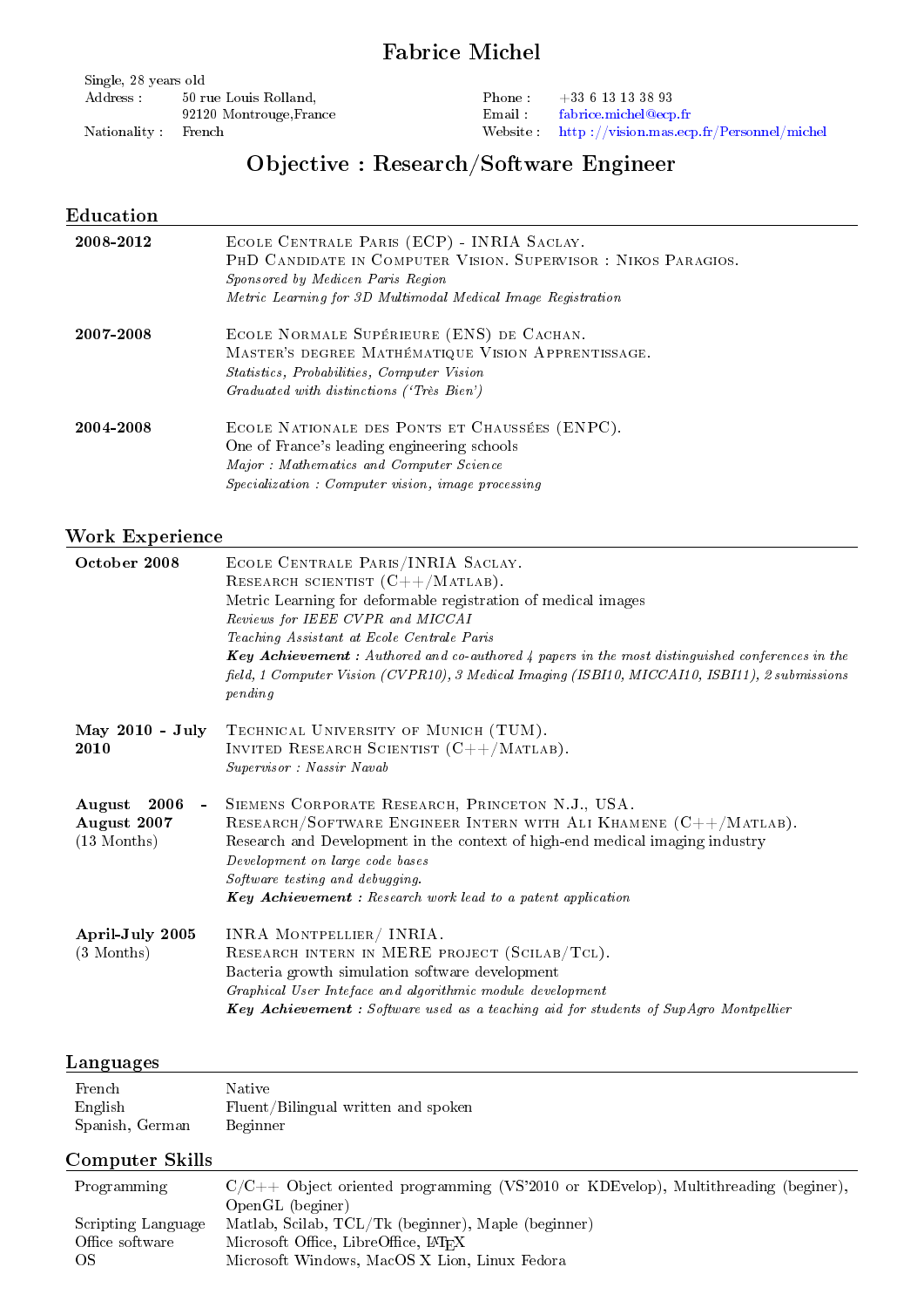# Fabrice Michel

Single, 28 years old

| | | | |
|---|---|---|---|
| Address : | 50 rue Louis Rolland, 92120 Montrouge,France | Phone : | +33 6 13 13 38 93 |
| | | Email : | fabrice.michel@ecp.fr |
| Nationality : | French | Website : | http ://vision.mas.ecp.fr/Personnel/michel |

## Objective : Research/Software Engineer

### Education

**2008-2012**
Ecole Centrale Paris (ECP) - INRIA Saclay.
PhD Candidate in Computer Vision. Supervisor : Nikos Paragios.
*Sponsored by Medicen Paris Region*
*Metric Learning for 3D Multimodal Medical Image Registration*

**2007-2008**
Ecole Normale Supérieure (ENS) de Cachan.
Master's degree Mathématique Vision Apprentissage.
*Statistics, Probabilities, Computer Vision*
*Graduated with distinctions ('Très Bien')*

**2004-2008**
Ecole Nationale des Ponts et Chaussées (ENPC).
One of France's leading engineering schools
*Major : Mathematics and Computer Science*
*Specialization : Computer vision, image processing*

### Work Experience

**October 2008**
Ecole Centrale Paris/INRIA Saclay.
Research scientist (C++/Matlab).
Metric Learning for deformable registration of medical images
*Reviews for IEEE CVPR and MICCAI*
*Teaching Assistant at Ecole Centrale Paris*
***Key Achievement :*** *Authored and co-authored 4 papers in the most distinguished conferences in the field, 1 Computer Vision (CVPR10), 3 Medical Imaging (ISBI10, MICCAI10, ISBI11), 2 submissions pending*

**May 2010 - July 2010**
Technical University of Munich (TUM).
Invited Research Scientist (C++/Matlab).
*Supervisor : Nassir Navab*

**August 2006 - August 2007** (13 Months)
Siemens Corporate Research, Princeton N.J., USA.
Research/Software Engineer Intern with Ali Khamene (C++/Matlab).
Research and Development in the context of high-end medical imaging industry
*Development on large code bases*
*Software testing and debugging.*
***Key Achievement :*** *Research work lead to a patent application*

**April-July 2005** (3 Months)
INRA Montpellier/ INRIA.
Research intern in MERE project (Scilab/Tcl).
Bacteria growth simulation software development
*Graphical User Inteface and algorithmic module development*
***Key Achievement :*** *Software used as a teaching aid for students of SupAgro Montpellier*

### Languages

| | |
|---|---|
| French | Native |
| English | Fluent/Bilingual written and spoken |
| Spanish, German | Beginner |

### Computer Skills

| | |
|---|---|
| Programming | C/C++ Object oriented programming (VS'2010 or KDEvelop), Multithreading (beginer), OpenGL (beginer) |
| Scripting Language | Matlab, Scilab, TCL/Tk (beginner), Maple (beginner) |
| Office software | Microsoft Office, LibreOffice, LaTeX |
| OS | Microsoft Windows, MacOS X Lion, Linux Fedora |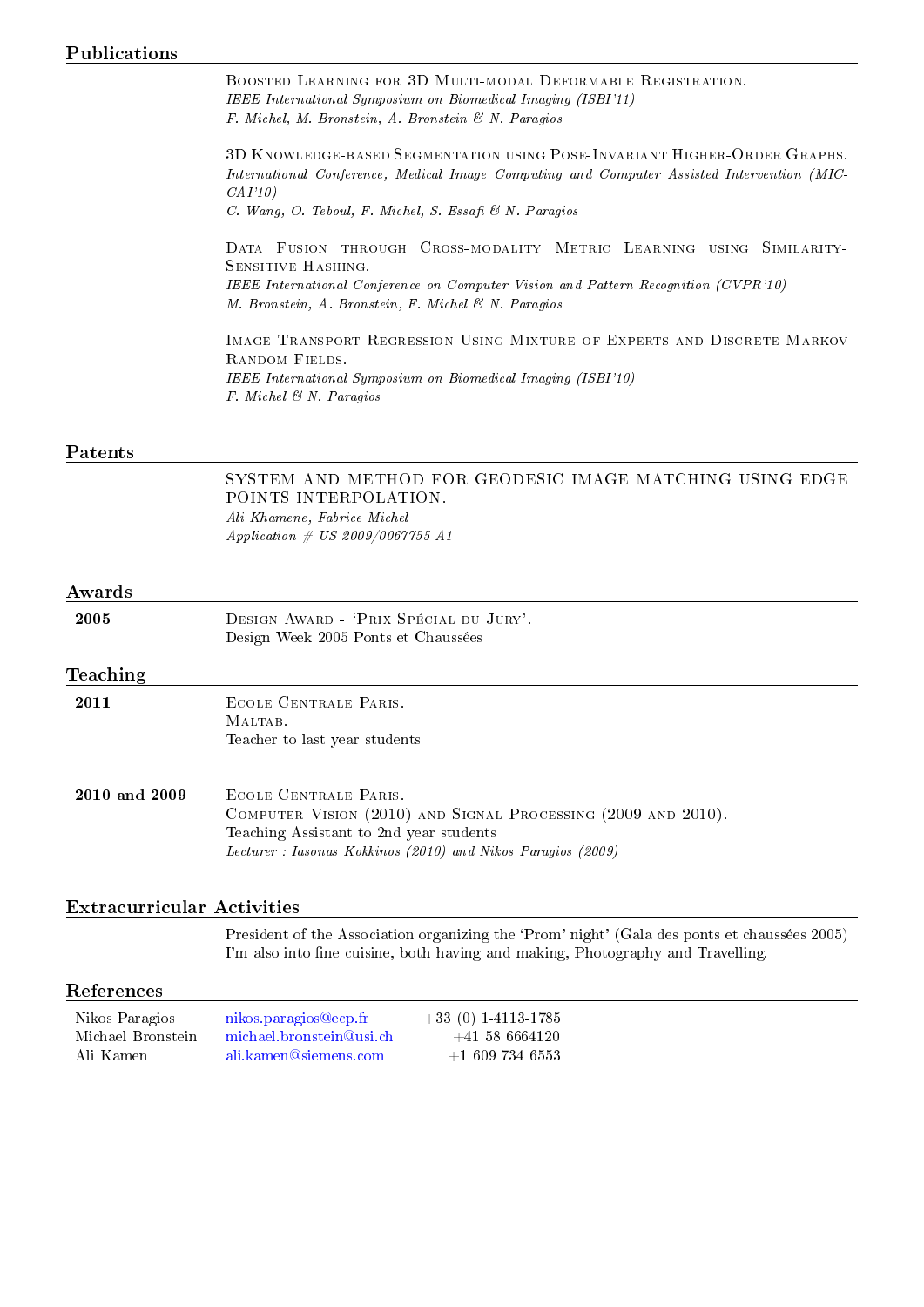## Publications

Boosted Learning for 3D Multi-modal Deformable Registration.
*IEEE International Symposium on Biomedical Imaging (ISBI'11)*
*F. Michel, M. Bronstein, A. Bronstein & N. Paragios*

3D Knowledge-based Segmentation using Pose-Invariant Higher-Order Graphs.
*International Conference, Medical Image Computing and Computer Assisted Intervention (MICCAI'10)*
*C. Wang, O. Teboul, F. Michel, S. Essafi & N. Paragios*

Data Fusion through Cross-modality Metric Learning using Similarity-Sensitive Hashing.
*IEEE International Conference on Computer Vision and Pattern Recognition (CVPR'10)*
*M. Bronstein, A. Bronstein, F. Michel & N. Paragios*

Image Transport Regression Using Mixture of Experts and Discrete Markov Random Fields.
*IEEE International Symposium on Biomedical Imaging (ISBI'10)*
*F. Michel & N. Paragios*

## Patents

SYSTEM AND METHOD FOR GEODESIC IMAGE MATCHING USING EDGE POINTS INTERPOLATION.
*Ali Khamene, Fabrice Michel*
*Application # US 2009/0067755 A1*

## Awards

**2005** Design Award - 'Prix Spécial du Jury'.
Design Week 2005 Ponts et Chaussées

## Teaching

**2011** Ecole Centrale Paris.
Maltab.
Teacher to last year students

**2010 and 2009** Ecole Centrale Paris.
Computer Vision (2010) and Signal Processing (2009 and 2010).
Teaching Assistant to 2nd year students
*Lecturer : Iasonas Kokkinos (2010) and Nikos Paragios (2009)*

## Extracurricular Activities

President of the Association organizing the 'Prom' night' (Gala des ponts et chaussées 2005)
I'm also into fine cuisine, both having and making, Photography and Travelling.

## References

| | | |
|---|---|---|
| Nikos Paragios | nikos.paragios@ecp.fr | +33 (0) 1-4113-1785 |
| Michael Bronstein | michael.bronstein@usi.ch | +41 58 6664120 |
| Ali Kamen | ali.kamen@siemens.com | +1 609 734 6553 |